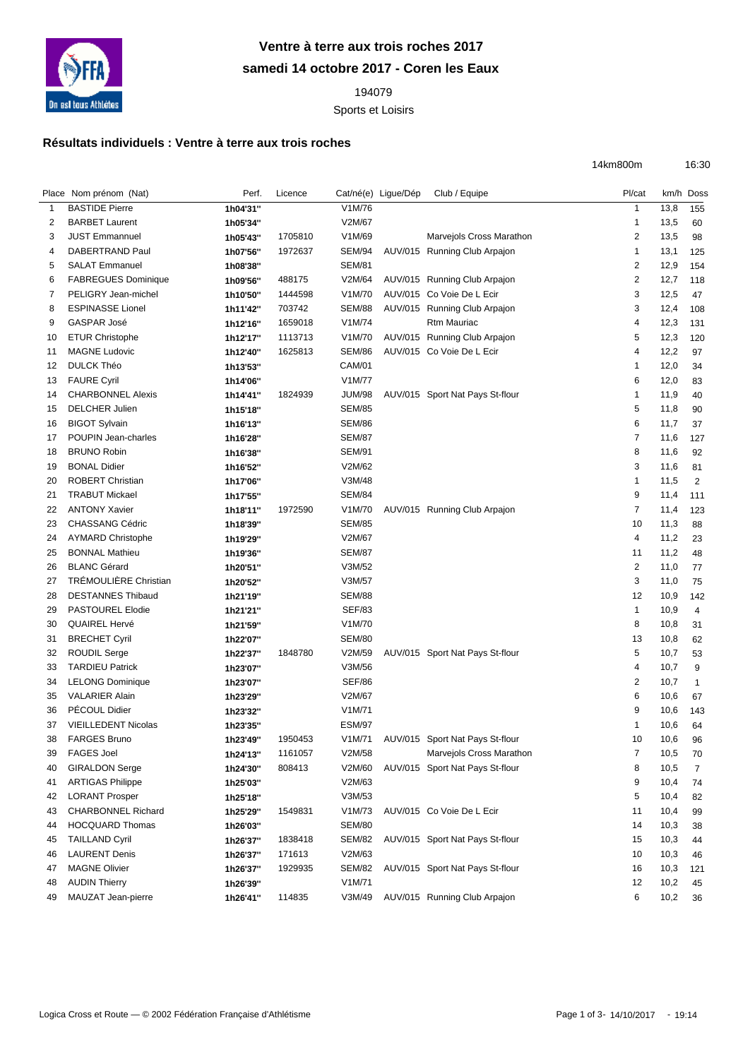# Ventre à terre aux trois roches 2017

## samedi 14 octobre 2017 - Coren les Eaux

194079

Sports et Loisirs

### Résultats individuels : Ventre à terre aux trois roches

14km800m 16:30

| Place | Nom prénom (Nat) | Perf. | Licence | Cat/né(e) | Ligue/Dép | Club / Equipe | Pl/cat | km/h | Doss |
|---|---|---|---|---|---|---|---|---|---|
| 1 | BASTIDE Pierre | 1h04'31'' | | V1M/76 | | | 1 | 13,8 | 155 |
| 2 | BARBET Laurent | 1h05'34'' | | V2M/67 | | | 1 | 13,5 | 60 |
| 3 | JUST Emmannuel | 1h05'43'' | 1705810 | V1M/69 | | Marvejols Cross Marathon | 2 | 13,5 | 98 |
| 4 | DABERTRAND Paul | 1h07'56'' | 1972637 | SEM/94 | AUV/015 | Running Club Arpajon | 1 | 13,1 | 125 |
| 5 | SALAT Emmanuel | 1h08'38'' | | SEM/81 | | | 2 | 12,9 | 154 |
| 6 | FABREGUES Dominique | 1h09'56'' | 488175 | V2M/64 | AUV/015 | Running Club Arpajon | 2 | 12,7 | 118 |
| 7 | PELIGRY Jean-michel | 1h10'50'' | 1444598 | V1M/70 | AUV/015 | Co Voie De L Ecir | 3 | 12,5 | 47 |
| 8 | ESPINASSE Lionel | 1h11'42'' | 703742 | SEM/88 | AUV/015 | Running Club Arpajon | 3 | 12,4 | 108 |
| 9 | GASPAR José | 1h12'16'' | 1659018 | V1M/74 | | Rtm Mauriac | 4 | 12,3 | 131 |
| 10 | ETUR Christophe | 1h12'17'' | 1113713 | V1M/70 | AUV/015 | Running Club Arpajon | 5 | 12,3 | 120 |
| 11 | MAGNE Ludovic | 1h12'40'' | 1625813 | SEM/86 | AUV/015 | Co Voie De L Ecir | 4 | 12,2 | 97 |
| 12 | DULCK Théo | 1h13'53'' | | CAM/01 | | | 1 | 12,0 | 34 |
| 13 | FAURE Cyril | 1h14'06'' | | V1M/77 | | | 6 | 12,0 | 83 |
| 14 | CHARBONNEL Alexis | 1h14'41'' | 1824939 | JUM/98 | AUV/015 | Sport Nat Pays St-flour | 1 | 11,9 | 40 |
| 15 | DELCHER Julien | 1h15'18'' | | SEM/85 | | | 5 | 11,8 | 90 |
| 16 | BIGOT Sylvain | 1h16'13'' | | SEM/86 | | | 6 | 11,7 | 37 |
| 17 | POUPIN Jean-charles | 1h16'28'' | | SEM/87 | | | 7 | 11,6 | 127 |
| 18 | BRUNO Robin | 1h16'38'' | | SEM/91 | | | 8 | 11,6 | 92 |
| 19 | BONAL Didier | 1h16'52'' | | V2M/62 | | | 3 | 11,6 | 81 |
| 20 | ROBERT Christian | 1h17'06'' | | V3M/48 | | | 1 | 11,5 | 2 |
| 21 | TRABUT Mickael | 1h17'55'' | | SEM/84 | | | 9 | 11,4 | 111 |
| 22 | ANTONY Xavier | 1h18'11'' | 1972590 | V1M/70 | AUV/015 | Running Club Arpajon | 7 | 11,4 | 123 |
| 23 | CHASSANG Cédric | 1h18'39'' | | SEM/85 | | | 10 | 11,3 | 88 |
| 24 | AYMARD Christophe | 1h19'29'' | | V2M/67 | | | 4 | 11,2 | 23 |
| 25 | BONNAL Mathieu | 1h19'36'' | | SEM/87 | | | 11 | 11,2 | 48 |
| 26 | BLANC Gérard | 1h20'51'' | | V3M/52 | | | 2 | 11,0 | 77 |
| 27 | TRÉMOULIÈRE Christian | 1h20'52'' | | V3M/57 | | | 3 | 11,0 | 75 |
| 28 | DESTANNES Thibaud | 1h21'19'' | | SEM/88 | | | 12 | 10,9 | 142 |
| 29 | PASTOUREL Elodie | 1h21'21'' | | SEF/83 | | | 1 | 10,9 | 4 |
| 30 | QUAIREL Hervé | 1h21'59'' | | V1M/70 | | | 8 | 10,8 | 31 |
| 31 | BRECHET Cyril | 1h22'07'' | | SEM/80 | | | 13 | 10,8 | 62 |
| 32 | ROUDIL Serge | 1h22'37'' | 1848780 | V2M/59 | AUV/015 | Sport Nat Pays St-flour | 5 | 10,7 | 53 |
| 33 | TARDIEU Patrick | 1h23'07'' | | V3M/56 | | | 4 | 10,7 | 9 |
| 34 | LELONG Dominique | 1h23'07'' | | SEF/86 | | | 2 | 10,7 | 1 |
| 35 | VALARIER Alain | 1h23'29'' | | V2M/67 | | | 6 | 10,6 | 67 |
| 36 | PÉCOUL Didier | 1h23'32'' | | V1M/71 | | | 9 | 10,6 | 143 |
| 37 | VIEILLEDENT Nicolas | 1h23'35'' | | ESM/97 | | | 1 | 10,6 | 64 |
| 38 | FARGES Bruno | 1h23'49'' | 1950453 | V1M/71 | AUV/015 | Sport Nat Pays St-flour | 10 | 10,6 | 96 |
| 39 | FAGES Joel | 1h24'13'' | 1161057 | V2M/58 | | Marvejols Cross Marathon | 7 | 10,5 | 70 |
| 40 | GIRALDON Serge | 1h24'30'' | 808413 | V2M/60 | AUV/015 | Sport Nat Pays St-flour | 8 | 10,5 | 7 |
| 41 | ARTIGAS Philippe | 1h25'03'' | | V2M/63 | | | 9 | 10,4 | 74 |
| 42 | LORANT Prosper | 1h25'18'' | | V3M/53 | | | 5 | 10,4 | 82 |
| 43 | CHARBONNEL Richard | 1h25'29'' | 1549831 | V1M/73 | AUV/015 | Co Voie De L Ecir | 11 | 10,4 | 99 |
| 44 | HOCQUARD Thomas | 1h26'03'' | | SEM/80 | | | 14 | 10,3 | 38 |
| 45 | TAILLAND Cyril | 1h26'37'' | 1838418 | SEM/82 | AUV/015 | Sport Nat Pays St-flour | 15 | 10,3 | 44 |
| 46 | LAURENT Denis | 1h26'37'' | 171613 | V2M/63 | | | 10 | 10,3 | 46 |
| 47 | MAGNE Olivier | 1h26'37'' | 1929935 | SEM/82 | AUV/015 | Sport Nat Pays St-flour | 16 | 10,3 | 121 |
| 48 | AUDIN Thierry | 1h26'39'' | | V1M/71 | | | 12 | 10,2 | 45 |
| 49 | MAUZAT Jean-pierre | 1h26'41'' | 114835 | V3M/49 | AUV/015 | Running Club Arpajon | 6 | 10,2 | 36 |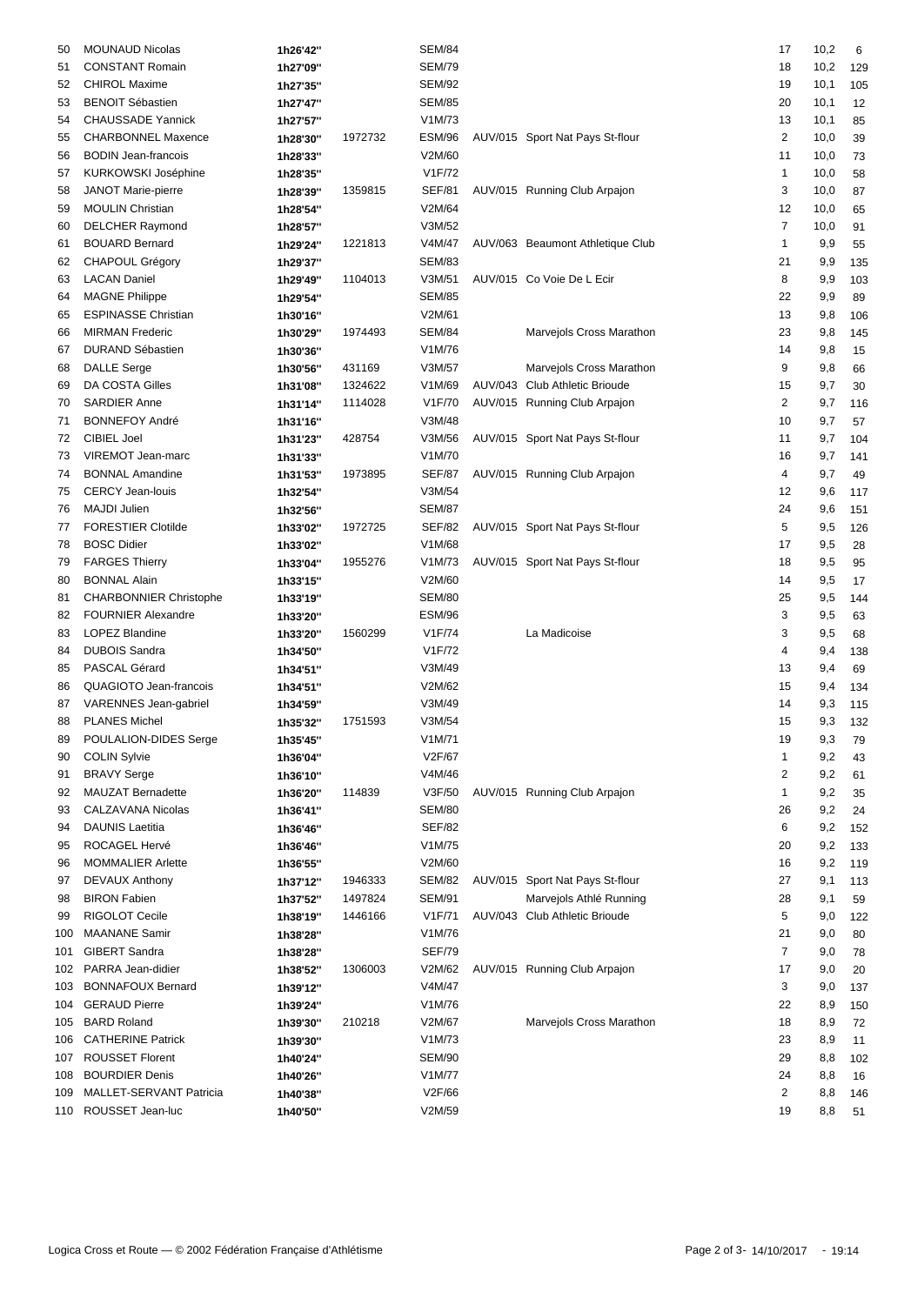| | | | | | | | | | |
|---|---|---|---|---|---|---|---|---|---|
| 50 | MOUNAUD Nicolas | 1h26'42'' | | SEM/84 | | | 17 | 10,2 | 6 |
| 51 | CONSTANT Romain | 1h27'09'' | | SEM/79 | | | 18 | 10,2 | 129 |
| 52 | CHIROL Maxime | 1h27'35'' | | SEM/92 | | | 19 | 10,1 | 105 |
| 53 | BENOIT Sébastien | 1h27'47'' | | SEM/85 | | | 20 | 10,1 | 12 |
| 54 | CHAUSSADE Yannick | 1h27'57'' | | V1M/73 | | | 13 | 10,1 | 85 |
| 55 | CHARBONNEL Maxence | 1h28'30'' | 1972732 | ESM/96 | AUV/015 | Sport Nat Pays St-flour | 2 | 10,0 | 39 |
| 56 | BODIN Jean-francois | 1h28'33'' | | V2M/60 | | | 11 | 10,0 | 73 |
| 57 | KURKOWSKI Joséphine | 1h28'35'' | | V1F/72 | | | 1 | 10,0 | 58 |
| 58 | JANOT Marie-pierre | 1h28'39'' | 1359815 | SEF/81 | AUV/015 | Running Club Arpajon | 3 | 10,0 | 87 |
| 59 | MOULIN Christian | 1h28'54'' | | V2M/64 | | | 12 | 10,0 | 65 |
| 60 | DELCHER Raymond | 1h28'57'' | | V3M/52 | | | 7 | 10,0 | 91 |
| 61 | BOUARD Bernard | 1h29'24'' | 1221813 | V4M/47 | AUV/063 | Beaumont Athletique Club | 1 | 9,9 | 55 |
| 62 | CHAPOUL Grégory | 1h29'37'' | | SEM/83 | | | 21 | 9,9 | 135 |
| 63 | LACAN Daniel | 1h29'49'' | 1104013 | V3M/51 | AUV/015 | Co Voie De L Ecir | 8 | 9,9 | 103 |
| 64 | MAGNE Philippe | 1h29'54'' | | SEM/85 | | | 22 | 9,9 | 89 |
| 65 | ESPINASSE Christian | 1h30'16'' | | V2M/61 | | | 13 | 9,8 | 106 |
| 66 | MIRMAN Frederic | 1h30'29'' | 1974493 | SEM/84 | | Marvejols Cross Marathon | 23 | 9,8 | 145 |
| 67 | DURAND Sébastien | 1h30'36'' | | V1M/76 | | | 14 | 9,8 | 15 |
| 68 | DALLE Serge | 1h30'56'' | 431169 | V3M/57 | | Marvejols Cross Marathon | 9 | 9,8 | 66 |
| 69 | DA COSTA Gilles | 1h31'08'' | 1324622 | V1M/69 | AUV/043 | Club Athletic Brioude | 15 | 9,7 | 30 |
| 70 | SARDIER Anne | 1h31'14'' | 1114028 | V1F/70 | AUV/015 | Running Club Arpajon | 2 | 9,7 | 116 |
| 71 | BONNEFOY André | 1h31'16'' | | V3M/48 | | | 10 | 9,7 | 57 |
| 72 | CIBIEL Joel | 1h31'23'' | 428754 | V3M/56 | AUV/015 | Sport Nat Pays St-flour | 11 | 9,7 | 104 |
| 73 | VIREMOT Jean-marc | 1h31'33'' | | V1M/70 | | | 16 | 9,7 | 141 |
| 74 | BONNAL Amandine | 1h31'53'' | 1973895 | SEF/87 | AUV/015 | Running Club Arpajon | 4 | 9,7 | 49 |
| 75 | CERCY Jean-louis | 1h32'54'' | | V3M/54 | | | 12 | 9,6 | 117 |
| 76 | MAJDI Julien | 1h32'56'' | | SEM/87 | | | 24 | 9,6 | 151 |
| 77 | FORESTIER Clotilde | 1h33'02'' | 1972725 | SEF/82 | AUV/015 | Sport Nat Pays St-flour | 5 | 9,5 | 126 |
| 78 | BOSC Didier | 1h33'02'' | | V1M/68 | | | 17 | 9,5 | 28 |
| 79 | FARGES Thierry | 1h33'04'' | 1955276 | V1M/73 | AUV/015 | Sport Nat Pays St-flour | 18 | 9,5 | 95 |
| 80 | BONNAL Alain | 1h33'15'' | | V2M/60 | | | 14 | 9,5 | 17 |
| 81 | CHARBONNIER Christophe | 1h33'19'' | | SEM/80 | | | 25 | 9,5 | 144 |
| 82 | FOURNIER Alexandre | 1h33'20'' | | ESM/96 | | | 3 | 9,5 | 63 |
| 83 | LOPEZ Blandine | 1h33'20'' | 1560299 | V1F/74 | | La Madicoise | 3 | 9,5 | 68 |
| 84 | DUBOIS Sandra | 1h34'50'' | | V1F/72 | | | 4 | 9,4 | 138 |
| 85 | PASCAL Gérard | 1h34'51'' | | V3M/49 | | | 13 | 9,4 | 69 |
| 86 | QUAGIOTO Jean-francois | 1h34'51'' | | V2M/62 | | | 15 | 9,4 | 134 |
| 87 | VARENNES Jean-gabriel | 1h34'59'' | | V3M/49 | | | 14 | 9,3 | 115 |
| 88 | PLANES Michel | 1h35'32'' | 1751593 | V3M/54 | | | 15 | 9,3 | 132 |
| 89 | POULALION-DIDES Serge | 1h35'45'' | | V1M/71 | | | 19 | 9,3 | 79 |
| 90 | COLIN Sylvie | 1h36'04'' | | V2F/67 | | | 1 | 9,2 | 43 |
| 91 | BRAVY Serge | 1h36'10'' | | V4M/46 | | | 2 | 9,2 | 61 |
| 92 | MAUZAT Bernadette | 1h36'20'' | 114839 | V3F/50 | AUV/015 | Running Club Arpajon | 1 | 9,2 | 35 |
| 93 | CALZAVANA Nicolas | 1h36'41'' | | SEM/80 | | | 26 | 9,2 | 24 |
| 94 | DAUNIS Laetitia | 1h36'46'' | | SEF/82 | | | 6 | 9,2 | 152 |
| 95 | ROCAGEL Hervé | 1h36'46'' | | V1M/75 | | | 20 | 9,2 | 133 |
| 96 | MOMMALIER Arlette | 1h36'55'' | | V2M/60 | | | 16 | 9,2 | 119 |
| 97 | DEVAUX Anthony | 1h37'12'' | 1946333 | SEM/82 | AUV/015 | Sport Nat Pays St-flour | 27 | 9,1 | 113 |
| 98 | BIRON Fabien | 1h37'52'' | 1497824 | SEM/91 | | Marvejols Athlé Running | 28 | 9,1 | 59 |
| 99 | RIGOLOT Cecile | 1h38'19'' | 1446166 | V1F/71 | AUV/043 | Club Athletic Brioude | 5 | 9,0 | 122 |
| 100 | MAANANE Samir | 1h38'28'' | | V1M/76 | | | 21 | 9,0 | 80 |
| 101 | GIBERT Sandra | 1h38'28'' | | SEF/79 | | | 7 | 9,0 | 78 |
| 102 | PARRA Jean-didier | 1h38'52'' | 1306003 | V2M/62 | AUV/015 | Running Club Arpajon | 17 | 9,0 | 20 |
| 103 | BONNAFOUX Bernard | 1h39'12'' | | V4M/47 | | | 3 | 9,0 | 137 |
| 104 | GERAUD Pierre | 1h39'24'' | | V1M/76 | | | 22 | 8,9 | 150 |
| 105 | BARD Roland | 1h39'30'' | 210218 | V2M/67 | | Marvejols Cross Marathon | 18 | 8,9 | 72 |
| 106 | CATHERINE Patrick | 1h39'30'' | | V1M/73 | | | 23 | 8,9 | 11 |
| 107 | ROUSSET Florent | 1h40'24'' | | SEM/90 | | | 29 | 8,8 | 102 |
| 108 | BOURDIER Denis | 1h40'26'' | | V1M/77 | | | 24 | 8,8 | 16 |
| 109 | MALLET-SERVANT Patricia | 1h40'38'' | | V2F/66 | | | 2 | 8,8 | 146 |
| 110 | ROUSSET Jean-luc | 1h40'50'' | | V2M/59 | | | 19 | 8,8 | 51 |

Logica Cross et Route — © 2002 Fédération Française d'Athlétisme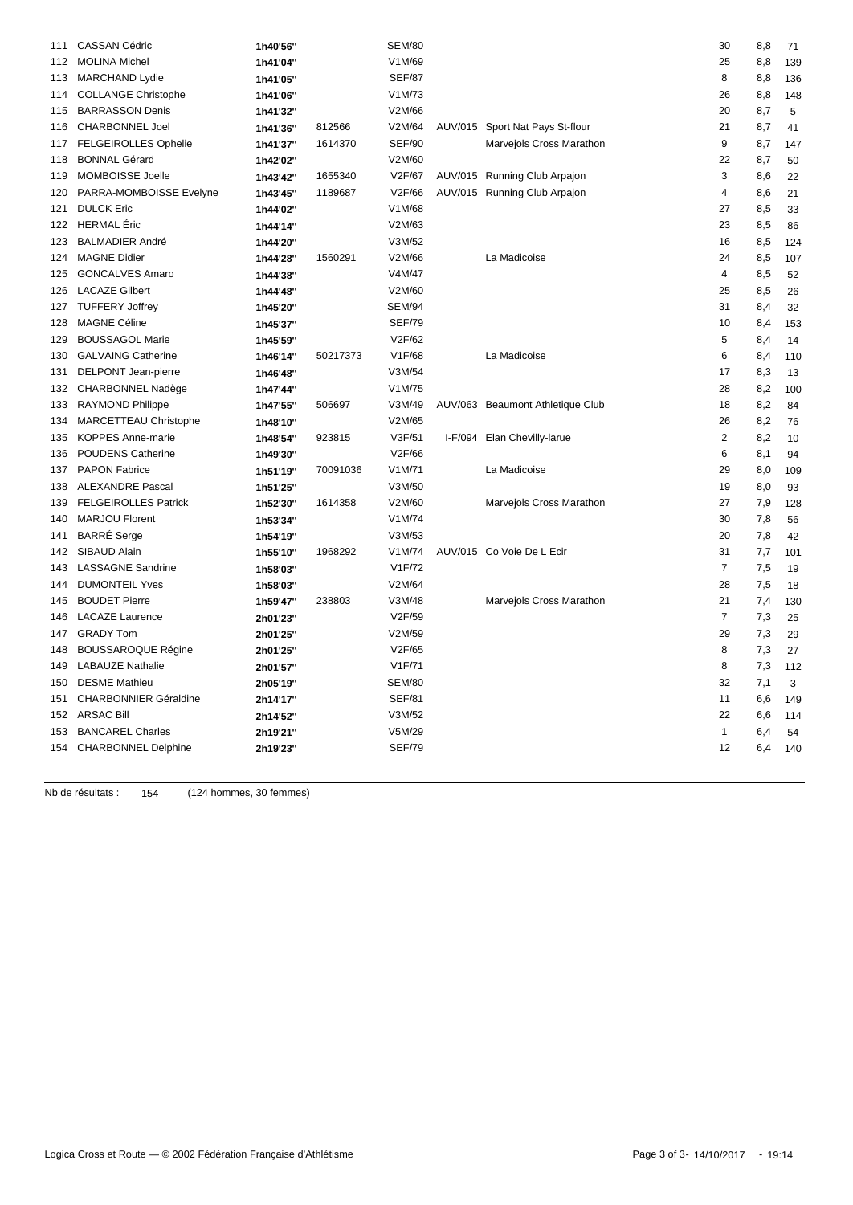| | | | | | | | | | |
|---|---|---|---|---|---|---|---|---|---|
| 111 | CASSAN Cédric | 1h40'56'' | | SEM/80 | | | 30 | 8,8 | 71 |
| 112 | MOLINA Michel | 1h41'04'' | | V1M/69 | | | 25 | 8,8 | 139 |
| 113 | MARCHAND Lydie | 1h41'05'' | | SEF/87 | | | 8 | 8,8 | 136 |
| 114 | COLLANGE Christophe | 1h41'06'' | | V1M/73 | | | 26 | 8,8 | 148 |
| 115 | BARRASSON Denis | 1h41'32'' | | V2M/66 | | | 20 | 8,7 | 5 |
| 116 | CHARBONNEL Joel | 1h41'36'' | 812566 | V2M/64 | AUV/015 | Sport Nat Pays St-flour | 21 | 8,7 | 41 |
| 117 | FELGEIROLLES Ophelie | 1h41'37'' | 1614370 | SEF/90 | | Marvejols Cross Marathon | 9 | 8,7 | 147 |
| 118 | BONNAL Gérard | 1h42'02'' | | V2M/60 | | | 22 | 8,7 | 50 |
| 119 | MOMBOISSE Joelle | 1h43'42'' | 1655340 | V2F/67 | AUV/015 | Running Club Arpajon | 3 | 8,6 | 22 |
| 120 | PARRA-MOMBOISSE Evelyne | 1h43'45'' | 1189687 | V2F/66 | AUV/015 | Running Club Arpajon | 4 | 8,6 | 21 |
| 121 | DULCK Eric | 1h44'02'' | | V1M/68 | | | 27 | 8,5 | 33 |
| 122 | HERMAL Éric | 1h44'14'' | | V2M/63 | | | 23 | 8,5 | 86 |
| 123 | BALMADIER André | 1h44'20'' | | V3M/52 | | | 16 | 8,5 | 124 |
| 124 | MAGNE Didier | 1h44'28'' | 1560291 | V2M/66 | | La Madicoise | 24 | 8,5 | 107 |
| 125 | GONCALVES Amaro | 1h44'38'' | | V4M/47 | | | 4 | 8,5 | 52 |
| 126 | LACAZE Gilbert | 1h44'48'' | | V2M/60 | | | 25 | 8,5 | 26 |
| 127 | TUFFERY Joffrey | 1h45'20'' | | SEM/94 | | | 31 | 8,4 | 32 |
| 128 | MAGNE Céline | 1h45'37'' | | SEF/79 | | | 10 | 8,4 | 153 |
| 129 | BOUSSAGOL Marie | 1h45'59'' | | V2F/62 | | | 5 | 8,4 | 14 |
| 130 | GALVAING Catherine | 1h46'14'' | 50217373 | V1F/68 | | La Madicoise | 6 | 8,4 | 110 |
| 131 | DELPONT Jean-pierre | 1h46'48'' | | V3M/54 | | | 17 | 8,3 | 13 |
| 132 | CHARBONNEL Nadège | 1h47'44'' | | V1M/75 | | | 28 | 8,2 | 100 |
| 133 | RAYMOND Philippe | 1h47'55'' | 506697 | V3M/49 | AUV/063 | Beaumont Athletique Club | 18 | 8,2 | 84 |
| 134 | MARCETTEAU Christophe | 1h48'10'' | | V2M/65 | | | 26 | 8,2 | 76 |
| 135 | KOPPES Anne-marie | 1h48'54'' | 923815 | V3F/51 | I-F/094 | Elan Chevilly-larue | 2 | 8,2 | 10 |
| 136 | POUDENS Catherine | 1h49'30'' | | V2F/66 | | | 6 | 8,1 | 94 |
| 137 | PAPON Fabrice | 1h51'19'' | 70091036 | V1M/71 | | La Madicoise | 29 | 8,0 | 109 |
| 138 | ALEXANDRE Pascal | 1h51'25'' | | V3M/50 | | | 19 | 8,0 | 93 |
| 139 | FELGEIROLLES Patrick | 1h52'30'' | 1614358 | V2M/60 | | Marvejols Cross Marathon | 27 | 7,9 | 128 |
| 140 | MARJOU Florent | 1h53'34'' | | V1M/74 | | | 30 | 7,8 | 56 |
| 141 | BARRÉ Serge | 1h54'19'' | | V3M/53 | | | 20 | 7,8 | 42 |
| 142 | SIBAUD Alain | 1h55'10'' | 1968292 | V1M/74 | AUV/015 | Co Voie De L Ecir | 31 | 7,7 | 101 |
| 143 | LASSAGNE Sandrine | 1h58'03'' | | V1F/72 | | | 7 | 7,5 | 19 |
| 144 | DUMONTEIL Yves | 1h58'03'' | | V2M/64 | | | 28 | 7,5 | 18 |
| 145 | BOUDET Pierre | 1h59'47'' | 238803 | V3M/48 | | Marvejols Cross Marathon | 21 | 7,4 | 130 |
| 146 | LACAZE Laurence | 2h01'23'' | | V2F/59 | | | 7 | 7,3 | 25 |
| 147 | GRADY Tom | 2h01'25'' | | V2M/59 | | | 29 | 7,3 | 29 |
| 148 | BOUSSAROQUE Régine | 2h01'25'' | | V2F/65 | | | 8 | 7,3 | 27 |
| 149 | LABAUZE Nathalie | 2h01'57'' | | V1F/71 | | | 8 | 7,3 | 112 |
| 150 | DESME Mathieu | 2h05'19'' | | SEM/80 | | | 32 | 7,1 | 3 |
| 151 | CHARBONNIER Géraldine | 2h14'17'' | | SEF/81 | | | 11 | 6,6 | 149 |
| 152 | ARSAC Bill | 2h14'52'' | | V3M/52 | | | 22 | 6,6 | 114 |
| 153 | BANCAREL Charles | 2h19'21'' | | V5M/29 | | | 1 | 6,4 | 54 |
| 154 | CHARBONNEL Delphine | 2h19'23'' | | SEF/79 | | | 12 | 6,4 | 140 |

Nb de résultats : 154 (124 hommes, 30 femmes)

Logica Cross et Route — © 2002 Fédération Française d'Athlétisme 14/10/2017 - 19:14